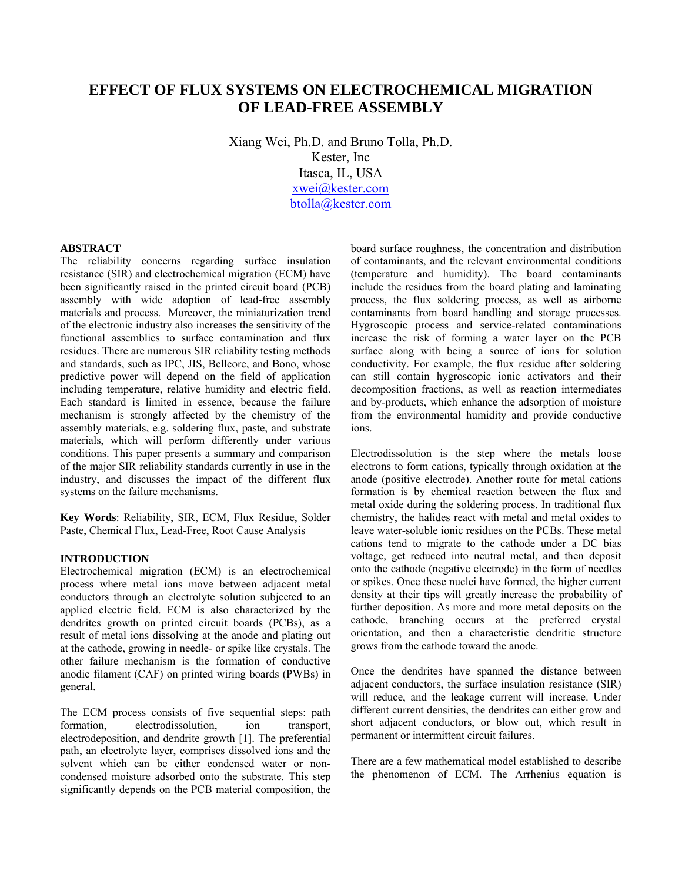# EFFECT OF FLUX SYSTEMS ON ELECTROCHEMICAL MIGRATION OF LEAD-FREE ASSEMBLY

Xiang Wei, Ph.D. and Bruno Tolla, Ph.D.
Kester, Inc
Itasca, IL, USA
xwei@kester.com
btolla@kester.com

## ABSTRACT

The reliability concerns regarding surface insulation resistance (SIR) and electrochemical migration (ECM) have been significantly raised in the printed circuit board (PCB) assembly with wide adoption of lead-free assembly materials and process. Moreover, the miniaturization trend of the electronic industry also increases the sensitivity of the functional assemblies to surface contamination and flux residues. There are numerous SIR reliability testing methods and standards, such as IPC, JIS, Bellcore, and Bono, whose predictive power will depend on the field of application including temperature, relative humidity and electric field. Each standard is limited in essence, because the failure mechanism is strongly affected by the chemistry of the assembly materials, e.g. soldering flux, paste, and substrate materials, which will perform differently under various conditions. This paper presents a summary and comparison of the major SIR reliability standards currently in use in the industry, and discusses the impact of the different flux systems on the failure mechanisms.

**Key Words**: Reliability, SIR, ECM, Flux Residue, Solder Paste, Chemical Flux, Lead-Free, Root Cause Analysis

## INTRODUCTION

Electrochemical migration (ECM) is an electrochemical process where metal ions move between adjacent metal conductors through an electrolyte solution subjected to an applied electric field. ECM is also characterized by the dendrites growth on printed circuit boards (PCBs), as a result of metal ions dissolving at the anode and plating out at the cathode, growing in needle- or spike like crystals. The other failure mechanism is the formation of conductive anodic filament (CAF) on printed wiring boards (PWBs) in general.

The ECM process consists of five sequential steps: path formation, electrodissolution, ion transport, electrodeposition, and dendrite growth [1]. The preferential path, an electrolyte layer, comprises dissolved ions and the solvent which can be either condensed water or non-condensed moisture adsorbed onto the substrate. This step significantly depends on the PCB material composition, the board surface roughness, the concentration and distribution of contaminants, and the relevant environmental conditions (temperature and humidity). The board contaminants include the residues from the board plating and laminating process, the flux soldering process, as well as airborne contaminants from board handling and storage processes. Hygroscopic process and service-related contaminations increase the risk of forming a water layer on the PCB surface along with being a source of ions for solution conductivity. For example, the flux residue after soldering can still contain hygroscopic ionic activators and their decomposition fractions, as well as reaction intermediates and by-products, which enhance the adsorption of moisture from the environmental humidity and provide conductive ions.

Electrodissolution is the step where the metals loose electrons to form cations, typically through oxidation at the anode (positive electrode). Another route for metal cations formation is by chemical reaction between the flux and metal oxide during the soldering process. In traditional flux chemistry, the halides react with metal and metal oxides to leave water-soluble ionic residues on the PCBs. These metal cations tend to migrate to the cathode under a DC bias voltage, get reduced into neutral metal, and then deposit onto the cathode (negative electrode) in the form of needles or spikes. Once these nuclei have formed, the higher current density at their tips will greatly increase the probability of further deposition. As more and more metal deposits on the cathode, branching occurs at the preferred crystal orientation, and then a characteristic dendritic structure grows from the cathode toward the anode.

Once the dendrites have spanned the distance between adjacent conductors, the surface insulation resistance (SIR) will reduce, and the leakage current will increase. Under different current densities, the dendrites can either grow and short adjacent conductors, or blow out, which result in permanent or intermittent circuit failures.

There are a few mathematical model established to describe the phenomenon of ECM. The Arrhenius equation is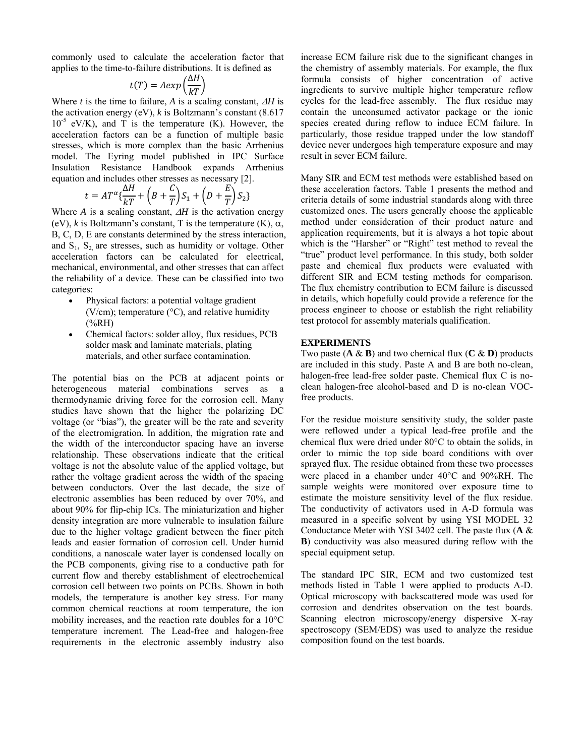commonly used to calculate the acceleration factor that applies to the time-to-failure distributions. It is defined as

$$t(T) = A\exp\left(\frac{\Delta H}{kT}\right)$$

Where $t$ is the time to failure, $A$ is a scaling constant, $\Delta H$ is the activation energy (eV), $k$ is Boltzmann's constant ($8.617\ 10^{-5}$ eV/K), and T is the temperature (K). However, the acceleration factors can be a function of multiple basic stresses, which is more complex than the basic Arrhenius model. The Eyring model published in IPC Surface Insulation Resistance Handbook expands Arrhenius equation and includes other stresses as necessary [2].

$$t = AT^{\alpha}\{\frac{\Delta H}{kT} + \left(B + \frac{C}{T}\right)S_1 + \left(D + \frac{E}{T}\right)S_2\}$$

Where $A$ is a scaling constant, $\Delta H$ is the activation energy (eV), $k$ is Boltzmann's constant, T is the temperature (K), $\alpha$, B, C, D, E are constants determined by the stress interaction, and $S_1$, $S_2$ are stresses, such as humidity or voltage. Other acceleration factors can be calculated for electrical, mechanical, environmental, and other stresses that can affect the reliability of a device. These can be classified into two categories:

- Physical factors: a potential voltage gradient (V/cm); temperature (°C), and relative humidity (%RH)
- Chemical factors: solder alloy, flux residues, PCB solder mask and laminate materials, plating materials, and other surface contamination.

The potential bias on the PCB at adjacent points or heterogeneous material combinations serves as a thermodynamic driving force for the corrosion cell. Many studies have shown that the higher the polarizing DC voltage (or "bias"), the greater will be the rate and severity of the electromigration. In addition, the migration rate and the width of the interconductor spacing have an inverse relationship. These observations indicate that the critical voltage is not the absolute value of the applied voltage, but rather the voltage gradient across the width of the spacing between conductors. Over the last decade, the size of electronic assemblies has been reduced by over 70%, and about 90% for flip-chip ICs. The miniaturization and higher density integration are more vulnerable to insulation failure due to the higher voltage gradient between the finer pitch leads and easier formation of corrosion cell. Under humid conditions, a nanoscale water layer is condensed locally on the PCB components, giving rise to a conductive path for current flow and thereby establishment of electrochemical corrosion cell between two points on PCBs. Shown in both models, the temperature is another key stress. For many common chemical reactions at room temperature, the ion mobility increases, and the reaction rate doubles for a 10°C temperature increment. The Lead-free and halogen-free requirements in the electronic assembly industry also increase ECM failure risk due to the significant changes in the chemistry of assembly materials. For example, the flux formula consists of higher concentration of active ingredients to survive multiple higher temperature reflow cycles for the lead-free assembly. The flux residue may contain the unconsumed activator package or the ionic species created during reflow to induce ECM failure. In particularly, those residue trapped under the low standoff device never undergoes high temperature exposure and may result in sever ECM failure.

Many SIR and ECM test methods were established based on these acceleration factors. Table 1 presents the method and criteria details of some industrial standards along with three customized ones. The users generally choose the applicable method under consideration of their product nature and application requirements, but it is always a hot topic about which is the "Harsher" or "Right" test method to reveal the "true" product level performance. In this study, both solder paste and chemical flux products were evaluated with different SIR and ECM testing methods for comparison. The flux chemistry contribution to ECM failure is discussed in details, which hopefully could provide a reference for the process engineer to choose or establish the right reliability test protocol for assembly materials qualification.

## EXPERIMENTS

Two paste (**A** & **B**) and two chemical flux (**C** & **D**) products are included in this study. Paste A and B are both no-clean, halogen-free lead-free solder paste. Chemical flux C is no-clean halogen-free alcohol-based and D is no-clean VOC-free products.

For the residue moisture sensitivity study, the solder paste were reflowed under a typical lead-free profile and the chemical flux were dried under 80°C to obtain the solids, in order to mimic the top side board conditions with over sprayed flux. The residue obtained from these two processes were placed in a chamber under 40°C and 90%RH. The sample weights were monitored over exposure time to estimate the moisture sensitivity level of the flux residue. The conductivity of activators used in A-D formula was measured in a specific solvent by using YSI MODEL 32 Conductance Meter with YSI 3402 cell. The paste flux (**A** & **B**) conductivity was also measured during reflow with the special equipment setup.

The standard IPC SIR, ECM and two customized test methods listed in Table 1 were applied to products A-D. Optical microscopy with backscattered mode was used for corrosion and dendrites observation on the test boards. Scanning electron microscopy/energy dispersive X-ray spectroscopy (SEM/EDS) was used to analyze the residue composition found on the test boards.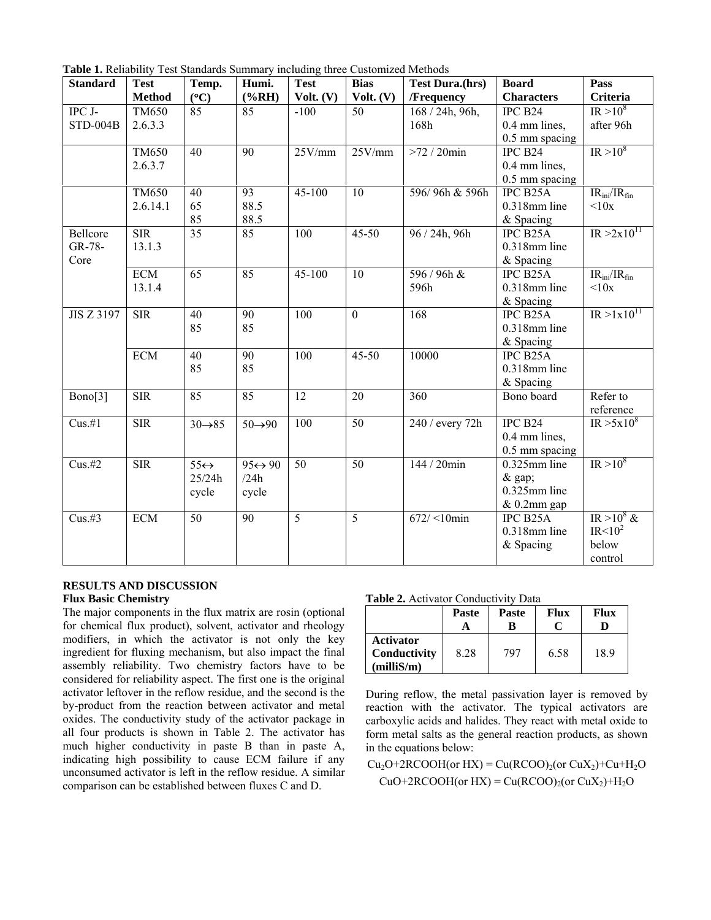**Table 1.** Reliability Test Standards Summary including three Customized Methods

| Standard | Test Method | Temp. (°C) | Humi. (%RH) | Test Volt. (V) | Bias Volt. (V) | Test Dura.(hrs) /Frequency | Board Characters | Pass Criteria |
|---|---|---|---|---|---|---|---|---|
| IPC J-STD-004B | TM650 2.6.3.3 | 85 | 85 | -100 | 50 | 168 / 24h, 96h, 168h | IPC B24 0.4 mm lines, 0.5 mm spacing | IR >$10^8$ after 96h |
| | TM650 2.6.3.7 | 40 | 90 | 25V/mm | 25V/mm | >72 / 20min | IPC B24 0.4 mm lines, 0.5 mm spacing | IR >$10^8$ |
| | TM650 2.6.14.1 | 40 65 85 | 93 88.5 88.5 | 45-100 | 10 | 596/ 96h & 596h | IPC B25A 0.318mm line & Spacing | $IR_{ini}/IR_{fin}$ <10x |
| Bellcore GR-78-Core | SIR 13.1.3 | 35 | 85 | 100 | 45-50 | 96 / 24h, 96h | IPC B25A 0.318mm line & Spacing | IR >$2x10^{11}$ |
| | ECM 13.1.4 | 65 | 85 | 45-100 | 10 | 596 / 96h & 596h | IPC B25A 0.318mm line & Spacing | $IR_{ini}/IR_{fin}$ <10x |
| JIS Z 3197 | SIR | 40 85 | 90 85 | 100 | 0 | 168 | IPC B25A 0.318mm line & Spacing | IR >$1x10^{11}$ |
| | ECM | 40 85 | 90 85 | 100 | 45-50 | 10000 | IPC B25A 0.318mm line & Spacing | |
| Bono[3] | SIR | 85 | 85 | 12 | 20 | 360 | Bono board | Refer to reference |
| Cus.#1 | SIR | 30→85 | 50→90 | 100 | 50 | 240 / every 72h | IPC B24 0.4 mm lines, 0.5 mm spacing | IR >$5x10^8$ |
| Cus.#2 | SIR | 55↔ 25/24h cycle | 95↔ 90 /24h cycle | 50 | 50 | 144 / 20min | 0.325mm line & gap; 0.325mm line & 0.2mm gap | IR >$10^8$ |
| Cus.#3 | ECM | 50 | 90 | 5 | 5 | 672/ <10min | IPC B25A 0.318mm line & Spacing | IR >$10^8$ & IR<$10^2$ below control |

## RESULTS AND DISCUSSION

### Flux Basic Chemistry

The major components in the flux matrix are rosin (optional for chemical flux product), solvent, activator and rheology modifiers, in which the activator is not only the key ingredient for fluxing mechanism, but also impact the final assembly reliability. Two chemistry factors have to be considered for reliability aspect. The first one is the original activator leftover in the reflow residue, and the second is the by-product from the reaction between activator and metal oxides. The conductivity study of the activator package in all four products is shown in Table 2. The activator has much higher conductivity in paste B than in paste A, indicating high possibility to cause ECM failure if any unconsumed activator is left in the reflow residue. A similar comparison can be established between fluxes C and D.

**Table 2.** Activator Conductivity Data

| | Paste A | Paste B | Flux C | Flux D |
|---|---|---|---|---|
| **Activator Conductivity (milliS/m)** | 8.28 | 797 | 6.58 | 18.9 |

During reflow, the metal passivation layer is removed by reaction with the activator. The typical activators are carboxylic acids and halides. They react with metal oxide to form metal salts as the general reaction products, as shown in the equations below:

$$Cu_2O+2RCOOH(\text{or } HX) = Cu(RCOO)_2(\text{or } CuX_2)+Cu+H_2O$$

$$CuO+2RCOOH(\text{or } HX) = Cu(RCOO)_2(\text{or } CuX_2)+H_2O$$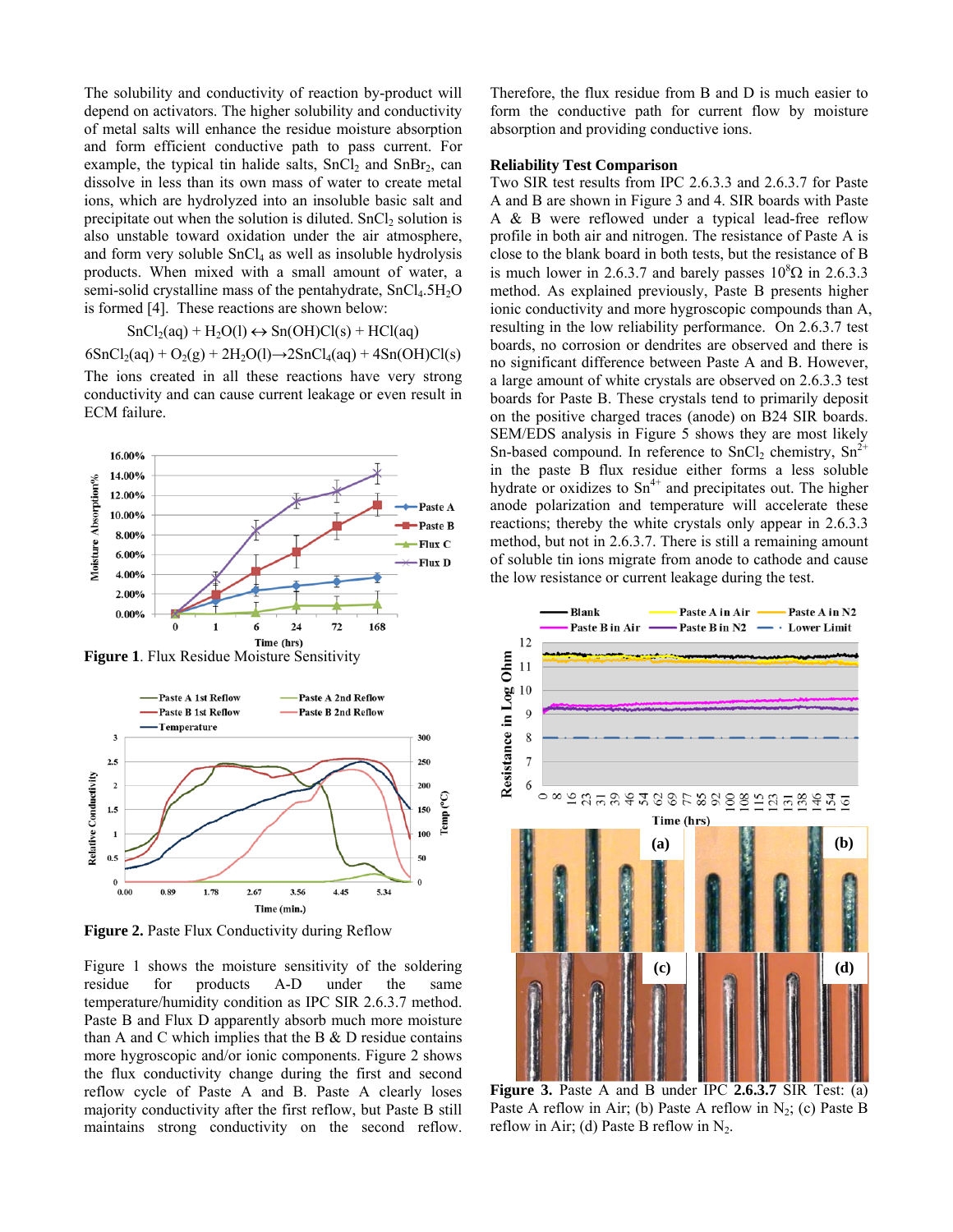The solubility and conductivity of reaction by-product will depend on activators. The higher solubility and conductivity of metal salts will enhance the residue moisture absorption and form efficient conductive path to pass current. For example, the typical tin halide salts, $SnCl_2$ and $SnBr_2$, can dissolve in less than its own mass of water to create metal ions, which are hydrolyzed into an insoluble basic salt and precipitate out when the solution is diluted. $SnCl_2$ solution is also unstable toward oxidation under the air atmosphere, and form very soluble $SnCl_4$ as well as insoluble hydrolysis products. When mixed with a small amount of water, a semi-solid crystalline mass of the pentahydrate, $SnCl_4.5H_2O$ is formed [4]. These reactions are shown below:

$$SnCl_2(aq) + H_2O(l) \leftrightarrow Sn(OH)Cl(s) + HCl(aq)$$

$$6SnCl_2(aq) + O_2(g) + 2H_2O(l) \rightarrow 2SnCl_4(aq) + 4Sn(OH)Cl(s)$$

The ions created in all these reactions have very strong conductivity and can cause current leakage or even result in ECM failure.

16.00%
14.00%
12.00%
10.00%
8.00%
6.00%
4.00%
2.00%
0.00%
Moisture Absorption%
0 1 6 24 72 168
Time (hrs)
Paste A
Paste B
Flux C
Flux D

**Figure 1**. Flux Residue Moisture Sensitivity

Paste A 1st Reflow
Paste B 1st Reflow
Temperature
Paste A 2nd Reflow
Paste B 2nd Reflow
Relative Conductivity
Temp (°C)
0 0.5 1 1.5 2 2.5 3
0 50 100 150 200 250 300
0.00 0.89 1.78 2.67 3.56 4.45 5.34
Time (min.)

**Figure 2.** Paste Flux Conductivity during Reflow

Figure 1 shows the moisture sensitivity of the soldering residue for products A-D under the same temperature/humidity condition as IPC SIR 2.6.3.7 method. Paste B and Flux D apparently absorb much more moisture than A and C which implies that the B & D residue contains more hygroscopic and/or ionic components. Figure 2 shows the flux conductivity change during the first and second reflow cycle of Paste A and B. Paste A clearly loses majority conductivity after the first reflow, but Paste B still maintains strong conductivity on the second reflow. Therefore, the flux residue from B and D is much easier to form the conductive path for current flow by moisture absorption and providing conductive ions.

## Reliability Test Comparison

Two SIR test results from IPC 2.6.3.3 and 2.6.3.7 for Paste A and B are shown in Figure 3 and 4. SIR boards with Paste A & B were reflowed under a typical lead-free reflow profile in both air and nitrogen. The resistance of Paste A is close to the blank board in both tests, but the resistance of B is much lower in 2.6.3.7 and barely passes $10^8\Omega$ in 2.6.3.3 method. As explained previously, Paste B presents higher ionic conductivity and more hygroscopic compounds than A, resulting in the low reliability performance. On 2.6.3.7 test boards, no corrosion or dendrites are observed and there is no significant difference between Paste A and B. However, a large amount of white crystals are observed on 2.6.3.3 test boards for Paste B. These crystals tend to primarily deposit on the positive charged traces (anode) on B24 SIR boards. SEM/EDS analysis in Figure 5 shows they are most likely Sn-based compound. In reference to $SnCl_2$ chemistry, $Sn^{2+}$ in the paste B flux residue either forms a less soluble hydrate or oxidizes to $Sn^{4+}$ and precipitates out. The higher anode polarization and temperature will accelerate these reactions; thereby the white crystals only appear in 2.6.3.3 method, but not in 2.6.3.7. There is still a remaining amount of soluble tin ions migrate from anode to cathode and cause the low resistance or current leakage during the test.

Blank
Paste A in Air
Paste A in N2
Paste B in Air
Paste B in N2
Lower Limit
Resistance in Log Ohm
6 7 8 9 10 11 12
0 8 16 23 31 39 46 54 62 69 77 85 92 100 108 115 123 131 138 146 154 161
Time (hrs)
(a) (b) (c) (d)

**Figure 3.** Paste A and B under IPC **2.6.3.7** SIR Test: (a) Paste A reflow in Air; (b) Paste A reflow in $N_2$; (c) Paste B reflow in Air; (d) Paste B reflow in $N_2$.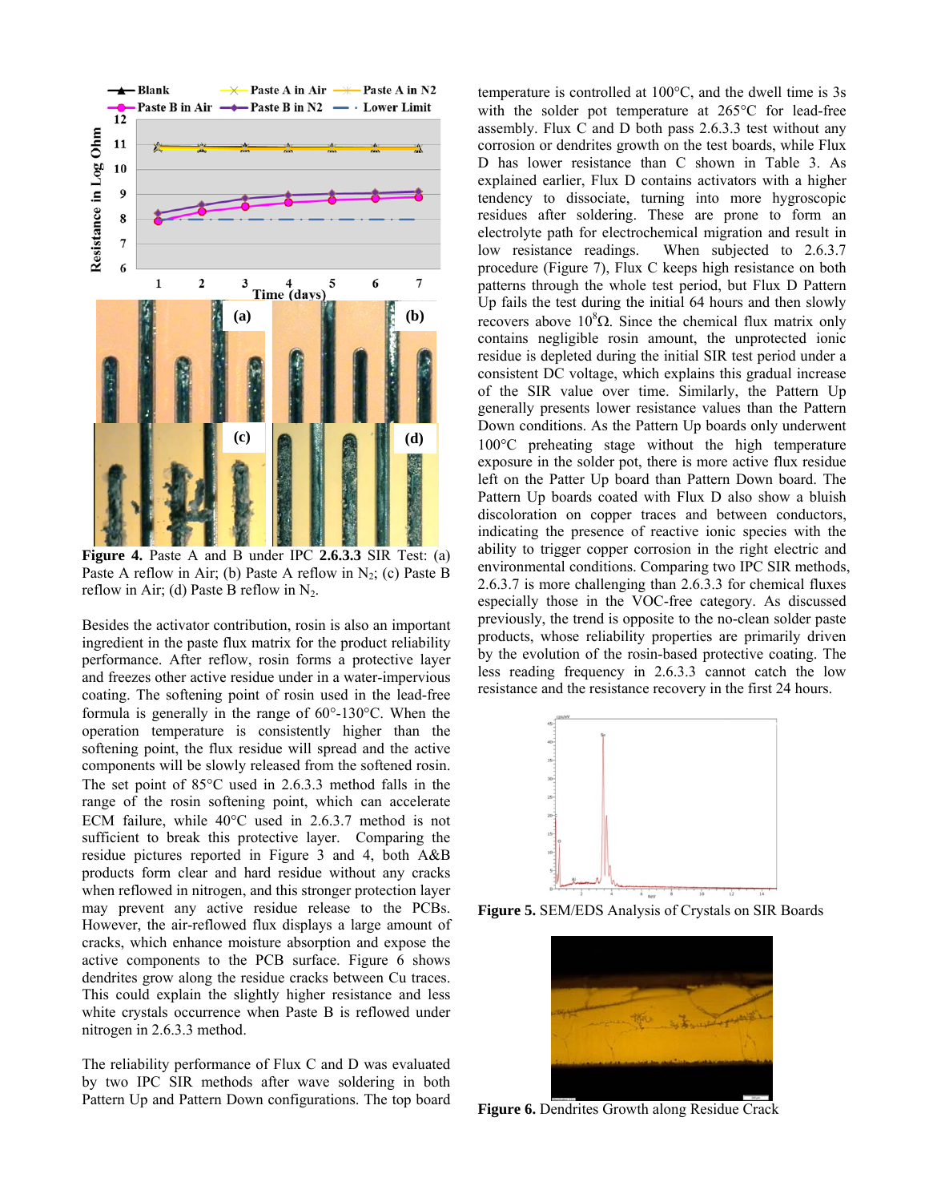Blank
Paste A in Air
Paste A in N2
Paste B in Air
Paste B in N2
Lower Limit

Resistance in Log Ohm

12
11
10
9
8
7
6

1 2 3 4 5 6 7

Time (days)

(a) (b) (c) (d)

**Figure 4.** Paste A and B under IPC **2.6.3.3** SIR Test: (a) Paste A reflow in Air; (b) Paste A reflow in $N_2$; (c) Paste B reflow in Air; (d) Paste B reflow in $N_2$.

Besides the activator contribution, rosin is also an important ingredient in the paste flux matrix for the product reliability performance. After reflow, rosin forms a protective layer and freezes other active residue under in a water-impervious coating. The softening point of rosin used in the lead-free formula is generally in the range of 60°-130°C. When the operation temperature is consistently higher than the softening point, the flux residue will spread and the active components will be slowly released from the softened rosin. The set point of 85°C used in 2.6.3.3 method falls in the range of the rosin softening point, which can accelerate ECM failure, while 40°C used in 2.6.3.7 method is not sufficient to break this protective layer. Comparing the residue pictures reported in Figure 3 and 4, both A&B products form clear and hard residue without any cracks when reflowed in nitrogen, and this stronger protection layer may prevent any active residue release to the PCBs. However, the air-reflowed flux displays a large amount of cracks, which enhance moisture absorption and expose the active components to the PCB surface. Figure 6 shows dendrites grow along the residue cracks between Cu traces. This could explain the slightly higher resistance and less white crystals occurrence when Paste B is reflowed under nitrogen in 2.6.3.3 method.

The reliability performance of Flux C and D was evaluated by two IPC SIR methods after wave soldering in both Pattern Up and Pattern Down configurations. The top board temperature is controlled at 100°C, and the dwell time is 3s with the solder pot temperature at 265°C for lead-free assembly. Flux C and D both pass 2.6.3.3 test without any corrosion or dendrites growth on the test boards, while Flux D has lower resistance than C shown in Table 3. As explained earlier, Flux D contains activators with a higher tendency to dissociate, turning into more hygroscopic residues after soldering. These are prone to form an electrolyte path for electrochemical migration and result in low resistance readings. When subjected to 2.6.3.7 procedure (Figure 7), Flux C keeps high resistance on both patterns through the whole test period, but Flux D Pattern Up fails the test during the initial 64 hours and then slowly recovers above $10^8\Omega$. Since the chemical flux matrix only contains negligible rosin amount, the unprotected ionic residue is depleted during the initial SIR test period under a consistent DC voltage, which explains this gradual increase of the SIR value over time. Similarly, the Pattern Up generally presents lower resistance values than the Pattern Down conditions. As the Pattern Up boards only underwent 100°C preheating stage without the high temperature exposure in the solder pot, there is more active flux residue left on the Patter Up board than Pattern Down board. The Pattern Up boards coated with Flux D also show a bluish discoloration on copper traces and between conductors, indicating the presence of reactive ionic species with the ability to trigger copper corrosion in the right electric and environmental conditions. Comparing two IPC SIR methods, 2.6.3.7 is more challenging than 2.6.3.3 for chemical fluxes especially those in the VOC-free category. As discussed previously, the trend is opposite to the no-clean solder paste products, whose reliability properties are primarily driven by the evolution of the rosin-based protective coating. The less reading frequency in 2.6.3.3 cannot catch the low resistance and the resistance recovery in the first 24 hours.

**Figure 5.** SEM/EDS Analysis of Crystals on SIR Boards

**Figure 6.** Dendrites Growth along Residue Crack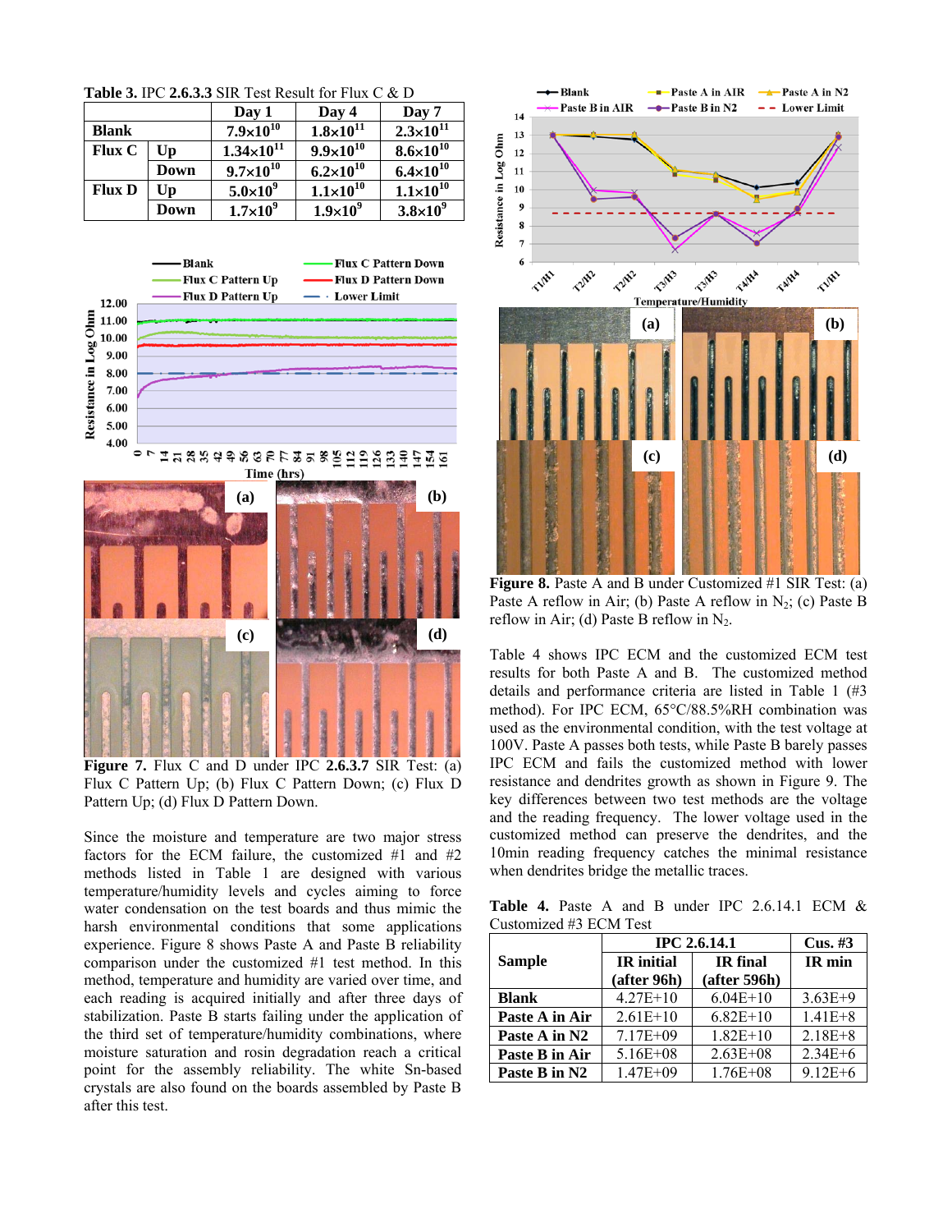**Table 3.** IPC **2.6.3.3** SIR Test Result for Flux C & D

| | | Day 1 | Day 4 | Day 7 |
|---|---|---|---|---|
| **Blank** | | $7.9\times10^{10}$ | $1.8\times10^{11}$ | $2.3\times10^{11}$ |
| **Flux C** | Up | $1.34\times10^{11}$ | $9.9\times10^{10}$ | $8.6\times10^{10}$ |
| | Down | $9.7\times10^{10}$ | $6.2\times10^{10}$ | $6.4\times10^{10}$ |
| **Flux D** | Up | $5.0\times10^{9}$ | $1.1\times10^{10}$ | $1.1\times10^{10}$ |
| | Down | $1.7\times10^{9}$ | $1.9\times10^{9}$ | $3.8\times10^{9}$ |

Blank
Flux C Pattern Up
Flux D Pattern Up
Flux C Pattern Down
Flux D Pattern Down
Lower Limit
Resistance in Log Ohm
12.00
11.00
10.00
9.00
8.00
7.00
6.00
5.00
4.00
0 7 14 21 28 35 42 49 56 63 70 77 84 91 98 105 112 119 126 133 140 147 154 161
Time (hrs)
(a) (b) (c) (d)

**Figure 7.** Flux C and D under IPC **2.6.3.7** SIR Test: (a) Flux C Pattern Up; (b) Flux C Pattern Down; (c) Flux D Pattern Up; (d) Flux D Pattern Down.

Since the moisture and temperature are two major stress factors for the ECM failure, the customized #1 and #2 methods listed in Table 1 are designed with various temperature/humidity levels and cycles aiming to force water condensation on the test boards and thus mimic the harsh environmental conditions that some applications experience. Figure 8 shows Paste A and Paste B reliability comparison under the customized #1 test method. In this method, temperature and humidity are varied over time, and each reading is acquired initially and after three days of stabilization. Paste B starts failing under the application of the third set of temperature/humidity combinations, where moisture saturation and rosin degradation reach a critical point for the assembly reliability. The white Sn-based crystals are also found on the boards assembled by Paste B after this test.

Blank
Paste A in AIR
Paste A in N2
Paste B in AIR
Paste B in N2
Lower Limit
Resistance in Log Ohm
14
13
12
11
10
9
8
7
6
T1/H1 T2/H2 T2/H2 T3/H3 T3/H3 T4/H4 T4/H4 T1/H1
Temperature/Humidity
(a) (b) (c) (d)

**Figure 8.** Paste A and B under Customized #1 SIR Test: (a) Paste A reflow in Air; (b) Paste A reflow in $N_2$; (c) Paste B reflow in Air; (d) Paste B reflow in $N_2$.

Table 4 shows IPC ECM and the customized ECM test results for both Paste A and B. The customized method details and performance criteria are listed in Table 1 (#3 method). For IPC ECM, 65°C/88.5%RH combination was used as the environmental condition, with the test voltage at 100V. Paste A passes both tests, while Paste B barely passes IPC ECM and fails the customized method with lower resistance and dendrites growth as shown in Figure 9. The key differences between two test methods are the voltage and the reading frequency. The lower voltage used in the customized method can preserve the dendrites, and the 10min reading frequency catches the minimal resistance when dendrites bridge the metallic traces.

**Table 4.** Paste A and B under IPC 2.6.14.1 ECM & Customized #3 ECM Test

| Sample | IPC 2.6.14.1 | | Cus. #3 |
|---|---|---|---|
| | IR initial (after 96h) | IR final (after 596h) | IR min |
| **Blank** | 4.27E+10 | 6.04E+10 | 3.63E+9 |
| **Paste A in Air** | 2.61E+10 | 6.82E+10 | 1.41E+8 |
| **Paste A in N2** | 7.17E+09 | 1.82E+10 | 2.18E+8 |
| **Paste B in Air** | 5.16E+08 | 2.63E+08 | 2.34E+6 |
| **Paste B in N2** | 1.47E+09 | 1.76E+08 | 9.12E+6 |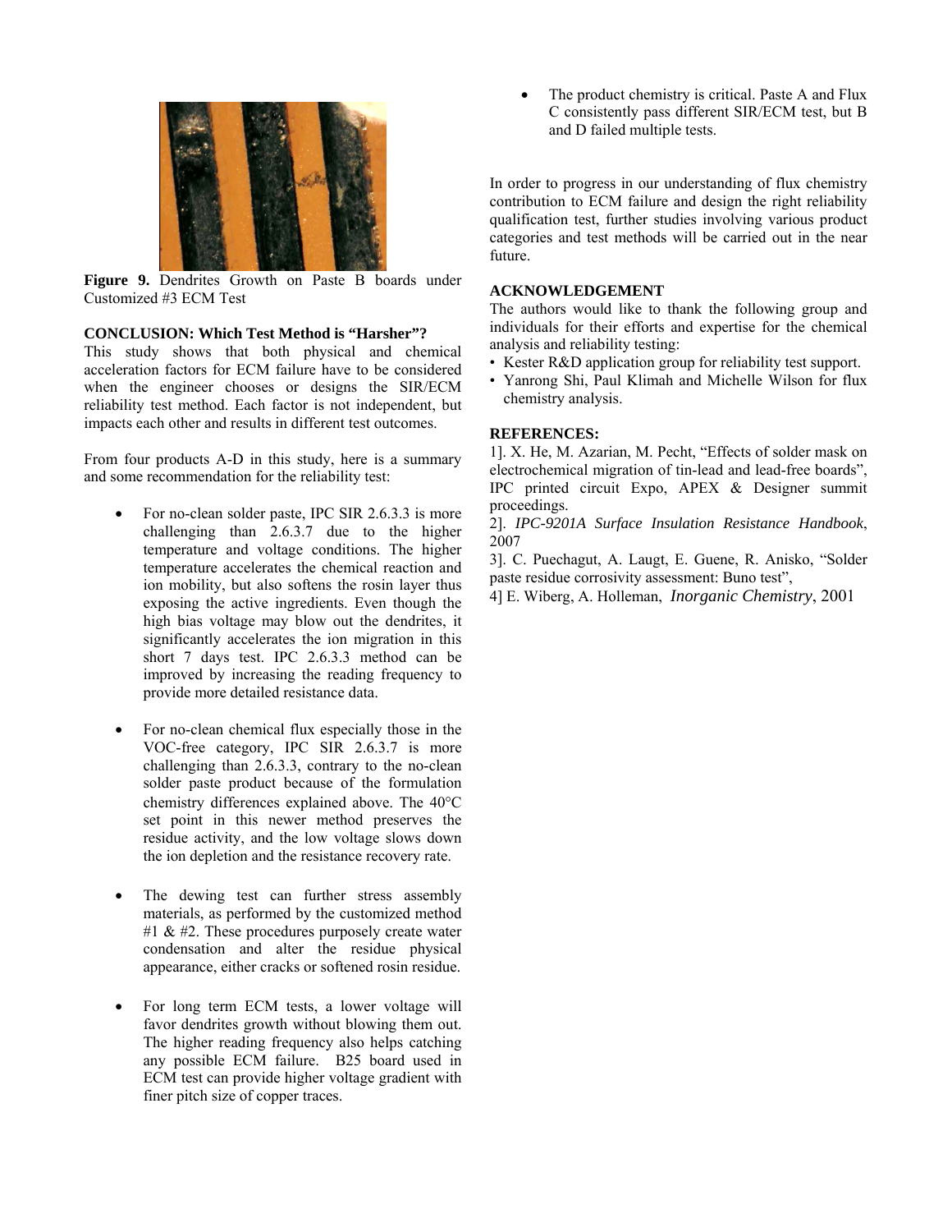**Figure 9.** Dendrites Growth on Paste B boards under Customized #3 ECM Test

## CONCLUSION: Which Test Method is "Harsher"?

This study shows that both physical and chemical acceleration factors for ECM failure have to be considered when the engineer chooses or designs the SIR/ECM reliability test method. Each factor is not independent, but impacts each other and results in different test outcomes.

From four products A-D in this study, here is a summary and some recommendation for the reliability test:

- For no-clean solder paste, IPC SIR 2.6.3.3 is more challenging than 2.6.3.7 due to the higher temperature and voltage conditions. The higher temperature accelerates the chemical reaction and ion mobility, but also softens the rosin layer thus exposing the active ingredients. Even though the high bias voltage may blow out the dendrites, it significantly accelerates the ion migration in this short 7 days test. IPC 2.6.3.3 method can be improved by increasing the reading frequency to provide more detailed resistance data.

- For no-clean chemical flux especially those in the VOC-free category, IPC SIR 2.6.3.7 is more challenging than 2.6.3.3, contrary to the no-clean solder paste product because of the formulation chemistry differences explained above. The 40°C set point in this newer method preserves the residue activity, and the low voltage slows down the ion depletion and the resistance recovery rate.

- The dewing test can further stress assembly materials, as performed by the customized method #1 & #2. These procedures purposely create water condensation and alter the residue physical appearance, either cracks or softened rosin residue.

- For long term ECM tests, a lower voltage will favor dendrites growth without blowing them out. The higher reading frequency also helps catching any possible ECM failure. B25 board used in ECM test can provide higher voltage gradient with finer pitch size of copper traces.

- The product chemistry is critical. Paste A and Flux C consistently pass different SIR/ECM test, but B and D failed multiple tests.

In order to progress in our understanding of flux chemistry contribution to ECM failure and design the right reliability qualification test, further studies involving various product categories and test methods will be carried out in the near future.

## ACKNOWLEDGEMENT

The authors would like to thank the following group and individuals for their efforts and expertise for the chemical analysis and reliability testing:

- Kester R&D application group for reliability test support.
- Yanrong Shi, Paul Klimah and Michelle Wilson for flux chemistry analysis.

## REFERENCES:

1]. X. He, M. Azarian, M. Pecht, "Effects of solder mask on electrochemical migration of tin-lead and lead-free boards", IPC printed circuit Expo, APEX & Designer summit proceedings.

2]. *IPC-9201A Surface Insulation Resistance Handbook*, 2007

3]. C. Puechagut, A. Laugt, E. Guene, R. Anisko, "Solder paste residue corrosivity assessment: Buno test",

4] E. Wiberg, A. Holleman, *Inorganic Chemistry*, 2001